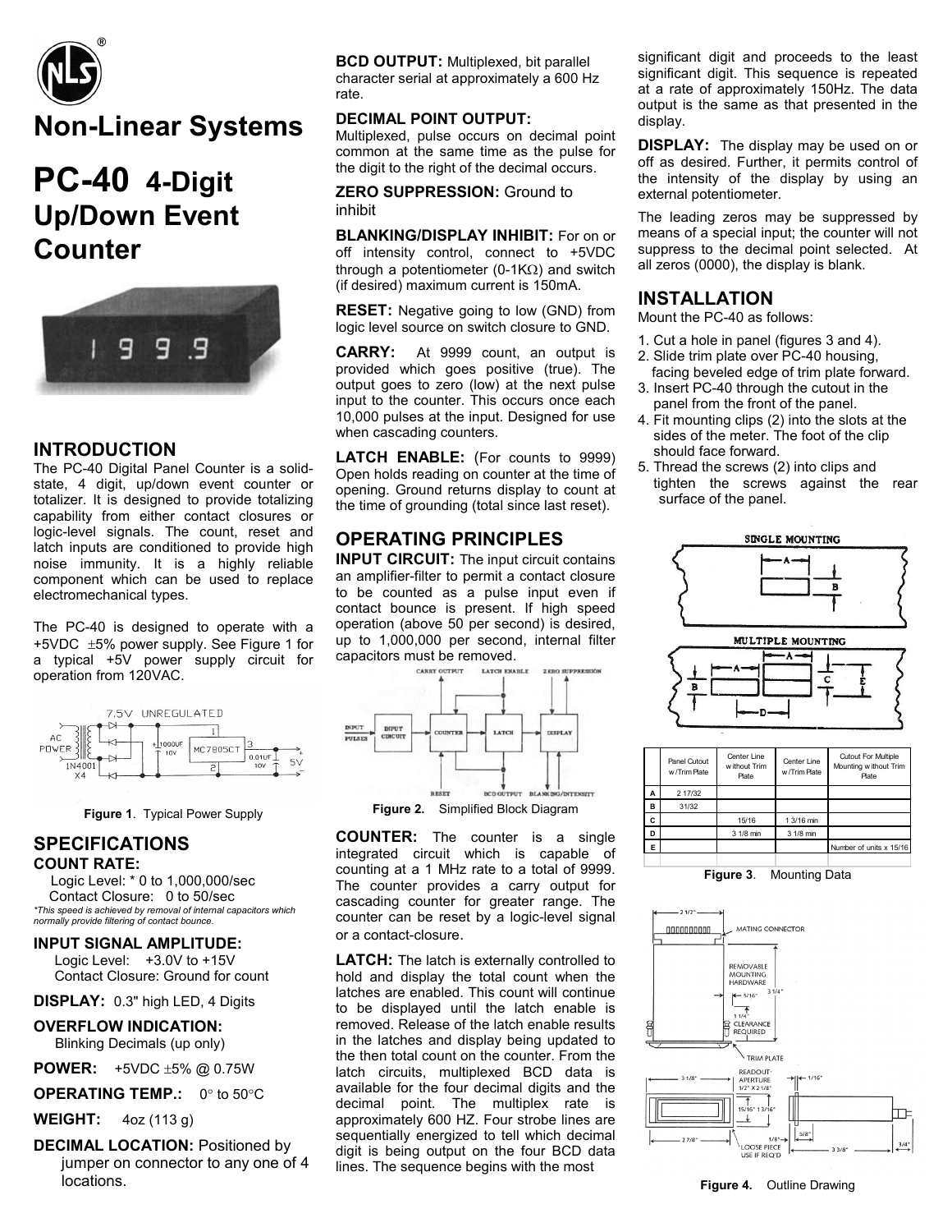# Non-Linear Systems

# PC-40 4-Digit Up/Down Event Counter

## INTRODUCTION

The PC-40 Digital Panel Counter is a solid-state, 4 digit, up/down event counter or totalizer. It is designed to provide totalizing capability from either contact closures or logic-level signals. The count, reset and latch inputs are conditioned to provide high noise immunity. It is a highly reliable component which can be used to replace electromechanical types.

The PC-40 is designed to operate with a +5VDC ±5% power supply. See Figure 1 for a typical +5V power supply circuit for operation from 120VAC.

**Figure 1**. Typical Power Supply

## SPECIFICATIONS

### COUNT RATE:

Logic Level: * 0 to 1,000,000/sec
Contact Closure: 0 to 50/sec

*This speed is achieved by removal of internal capacitors which normally provide filtering of contact bounce.*

### INPUT SIGNAL AMPLITUDE:

Logic Level: +3.0V to +15V
Contact Closure: Ground for count

**DISPLAY:** 0.3" high LED, 4 Digits

### OVERFLOW INDICATION:

Blinking Decimals (up only)

**POWER:** +5VDC ±5% @ 0.75W

**OPERATING TEMP.:** 0° to 50°C

**WEIGHT:** 4oz (113 g)

**DECIMAL LOCATION:** Positioned by jumper on connector to any one of 4 locations.

**BCD OUTPUT:** Multiplexed, bit parallel character serial at approximately a 600 Hz rate.

**DECIMAL POINT OUTPUT:** Multiplexed, pulse occurs on decimal point common at the same time as the pulse for the digit to the right of the decimal occurs.

**ZERO SUPPRESSION:** Ground to inhibit

**BLANKING/DISPLAY INHIBIT:** For on or off intensity control, connect to +5VDC through a potentiometer (0-1KΩ) and switch (if desired) maximum current is 150mA.

**RESET:** Negative going to low (GND) from logic level source on switch closure to GND.

**CARRY:** At 9999 count, an output is provided which goes positive (true). The output goes to zero (low) at the next pulse input to the counter. This occurs once each 10,000 pulses at the input. Designed for use when cascading counters.

**LATCH ENABLE:** (For counts to 9999) Open holds reading on counter at the time of opening. Ground returns display to count at the time of grounding (total since last reset).

## OPERATING PRINCIPLES

**INPUT CIRCUIT:** The input circuit contains an amplifier-filter to permit a contact closure to be counted as a pulse input even if contact bounce is present. If high speed operation (above 50 per second) is desired, up to 1,000,000 per second, internal filter capacitors must be removed.

**Figure 2.** Simplified Block Diagram

**COUNTER:** The counter is a single integrated circuit which is capable of counting at a 1 MHz rate to a total of 9999. The counter provides a carry output for cascading counter for greater range. The counter can be reset by a logic-level signal or a contact-closure.

**LATCH:** The latch is externally controlled to hold and display the total count when the latches are enabled. This count will continue to be displayed until the latch enable is removed. Release of the latch enable results in the latches and display being updated to the then total count on the counter. From the latch circuits, multiplexed BCD data is available for the four decimal digits and the decimal point. The multiplex rate is approximately 600 HZ. Four strobe lines are sequentially energized to tell which decimal digit is being output on the four BCD data lines. The sequence begins with the most significant digit and proceeds to the least significant digit. This sequence is repeated at a rate of approximately 150Hz. The data output is the same as that presented in the display.

**DISPLAY:** The display may be used on or off as desired. Further, it permits control of the intensity of the display by using an external potentiometer.

The leading zeros may be suppressed by means of a special input; the counter will not suppress to the decimal point selected. At all zeros (0000), the display is blank.

## INSTALLATION

Mount the PC-40 as follows:

1. Cut a hole in panel (figures 3 and 4).
2. Slide trim plate over PC-40 housing, facing beveled edge of trim plate forward.
3. Insert PC-40 through the cutout in the panel from the front of the panel.
4. Fit mounting clips (2) into the slots at the sides of the meter. The foot of the clip should face forward.
5. Thread the screws (2) into clips and tighten the screws against the rear surface of the panel.

| | Panel Cutout w/Trim Plate | Center Line without Trim Plate | Center Line w/Trim Plate | Cutout For Multiple Mounting without Trim Plate |
|---|---|---|---|---|
| A | 2 17/32 | | | |
| B | 31/32 | | | |
| C | | 15/16 | 1 3/16 min | |
| D | | 3 1/8 min | 3 1/8 min | |
| E | | | | Number of units x 15/16 |

**Figure 3**. Mounting Data

**Figure 4.** Outline Drawing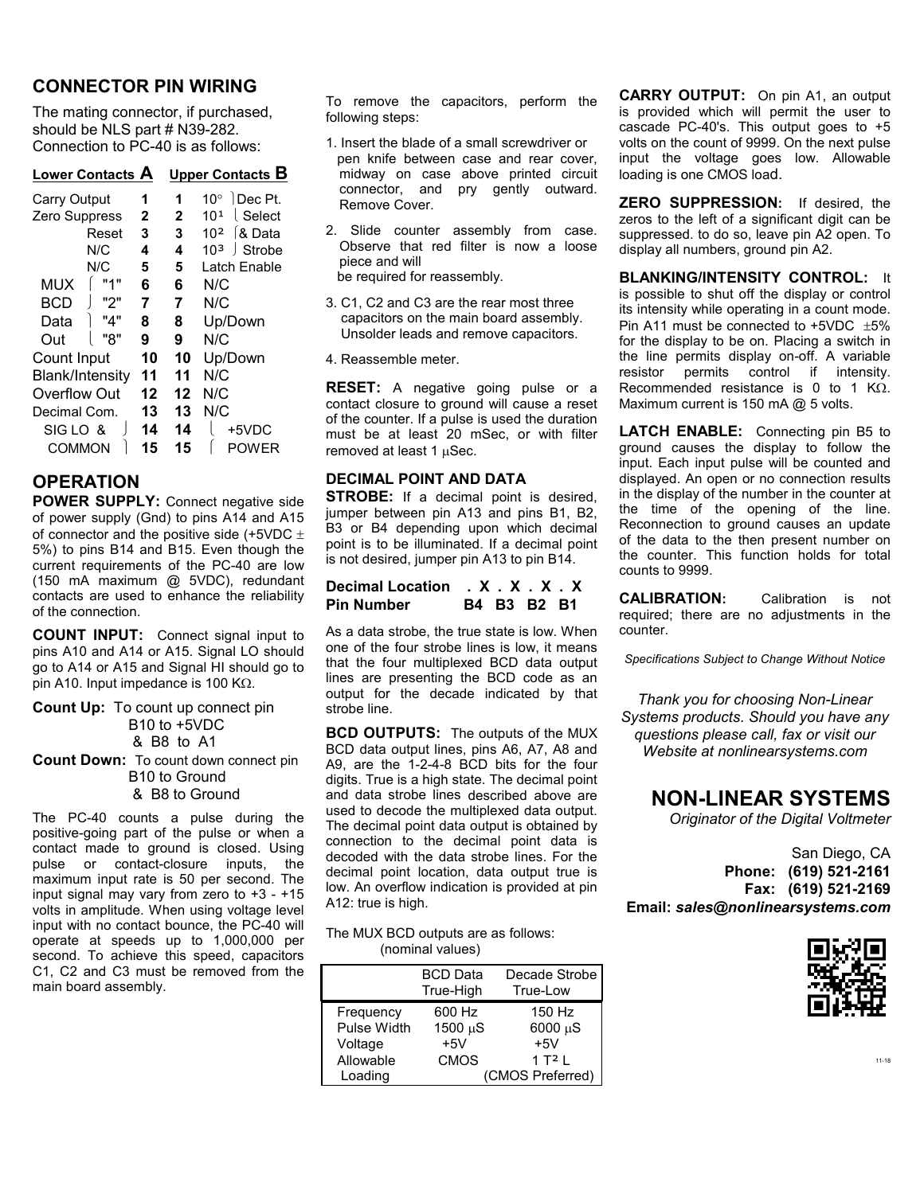## CONNECTOR PIN WIRING

The mating connector, if purchased, should be NLS part # N39-282. Connection to PC-40 is as follows:

| Lower Contacts A | | Upper Contacts B | |
|---|---|---|---|
| Carry Output | 1 | 1 | 10° Dec Pt. |
| Zero Suppress | 2 | 2 | $10^1$ Select |
| Reset | 3 | 3 | $10^2$ & Data |
| N/C | 4 | 4 | $10^3$ Strobe |
| N/C | 5 | 5 | Latch Enable |
| MUX "1" | 6 | 6 | N/C |
| BCD "2" | 7 | 7 | N/C |
| Data "4" | 8 | 8 | Up/Down |
| Out "8" | 9 | 9 | N/C |
| Count Input | 10 | 10 | Up/Down |
| Blank/Intensity | 11 | 11 | N/C |
| Overflow Out | 12 | 12 | N/C |
| Decimal Com. | 13 | 13 | N/C |
| SIG LO & | 14 | 14 | +5VDC |
| COMMON | 15 | 15 | POWER |

## OPERATION

**POWER SUPPLY:** Connect negative side of power supply (Gnd) to pins A14 and A15 of connector and the positive side (+5VDC ± 5%) to pins B14 and B15. Even though the current requirements of the PC-40 are low (150 mA maximum @ 5VDC), redundant contacts are used to enhance the reliability of the connection.

**COUNT INPUT:** Connect signal input to pins A10 and A14 or A15. Signal LO should go to A14 or A15 and Signal HI should go to pin A10. Input impedance is 100 KΩ.

**Count Up:** To count up connect pin B10 to +5VDC & B8 to A1

**Count Down:** To count down connect pin B10 to Ground & B8 to Ground

The PC-40 counts a pulse during the positive-going part of the pulse or when a contact made to ground is closed. Using pulse or contact-closure inputs, the maximum input rate is 50 per second. The input signal may vary from zero to +3 - +15 volts in amplitude. When using voltage level input with no contact bounce, the PC-40 will operate at speeds up to 1,000,000 per second. To achieve this speed, capacitors C1, C2 and C3 must be removed from the main board assembly.

To remove the capacitors, perform the following steps:

1. Insert the blade of a small screwdriver or pen knife between case and rear cover, midway on case above printed circuit connector, and pry gently outward. Remove Cover.
2. Slide counter assembly from case. Observe that red filter is now a loose piece and will be required for reassembly.
3. C1, C2 and C3 are the rear most three capacitors on the main board assembly. Unsolder leads and remove capacitors.
4. Reassemble meter.

**RESET:** A negative going pulse or a contact closure to ground will cause a reset of the counter. If a pulse is used the duration must be at least 20 mSec, or with filter removed at least 1 μSec.

**DECIMAL POINT AND DATA STROBE:** If a decimal point is desired, jumper between pin A13 and pins B1, B2, B3 or B4 depending upon which decimal point is to be illuminated. If a decimal point is not desired, jumper pin A13 to pin B14.

| Decimal Location | . X | . X | . X | . X |
|---|---|---|---|---|
| Pin Number | B4 | B3 | B2 | B1 |

As a data strobe, the true state is low. When one of the four strobe lines is low, it means that the four multiplexed BCD data output lines are presenting the BCD code as an output for the decade indicated by that strobe line.

**BCD OUTPUTS:** The outputs of the MUX BCD data output lines, pins A6, A7, A8 and A9, are the 1-2-4-8 BCD bits for the four digits. True is a high state. The decimal point and data strobe lines described above are used to decode the multiplexed data output. The decimal point data output is obtained by connection to the decimal point data is decoded with the data strobe lines. For the decimal point location, data output true is low. An overflow indication is provided at pin A12: true is high.

The MUX BCD outputs are as follows:
(nominal values)

| | BCD Data True-High | Decade Strobe True-Low |
|---|---|---|
| Frequency | 600 Hz | 150 Hz |
| Pulse Width | 1500 μS | 6000 μS |
| Voltage | +5V | +5V |
| Allowable Loading | CMOS | $1 T^2 L$ (CMOS Preferred) |

**CARRY OUTPUT:** On pin A1, an output is provided which will permit the user to cascade PC-40's. This output goes to +5 volts on the count of 9999. On the next pulse input the voltage goes low. Allowable loading is one CMOS load.

**ZERO SUPPRESSION:** If desired, the zeros to the left of a significant digit can be suppressed. to do so, leave pin A2 open. To display all numbers, ground pin A2.

**BLANKING/INTENSITY CONTROL:** It is possible to shut off the display or control its intensity while operating in a count mode. Pin A11 must be connected to +5VDC ±5% for the display to be on. Placing a switch in the line permits display on-off. A variable resistor permits control if intensity. Recommended resistance is 0 to 1 KΩ. Maximum current is 150 mA @ 5 volts.

**LATCH ENABLE:** Connecting pin B5 to ground causes the display to follow the input. Each input pulse will be counted and displayed. An open or no connection results in the display of the number in the counter at the time of the opening of the line. Reconnection to ground causes an update of the data to the then present number on the counter. This function holds for total counts to 9999.

**CALIBRATION:** Calibration is not required; there are no adjustments in the counter.

*Specifications Subject to Change Without Notice*

*Thank you for choosing Non-Linear Systems products. Should you have any questions please call, fax or visit our Website at nonlinearsystems.com*

## NON-LINEAR SYSTEMS

*Originator of the Digital Voltmeter*

San Diego, CA
**Phone: (619) 521-2161**
**Fax: (619) 521-2169**
**Email:** ***sales@nonlinearsystems.com***

11-18